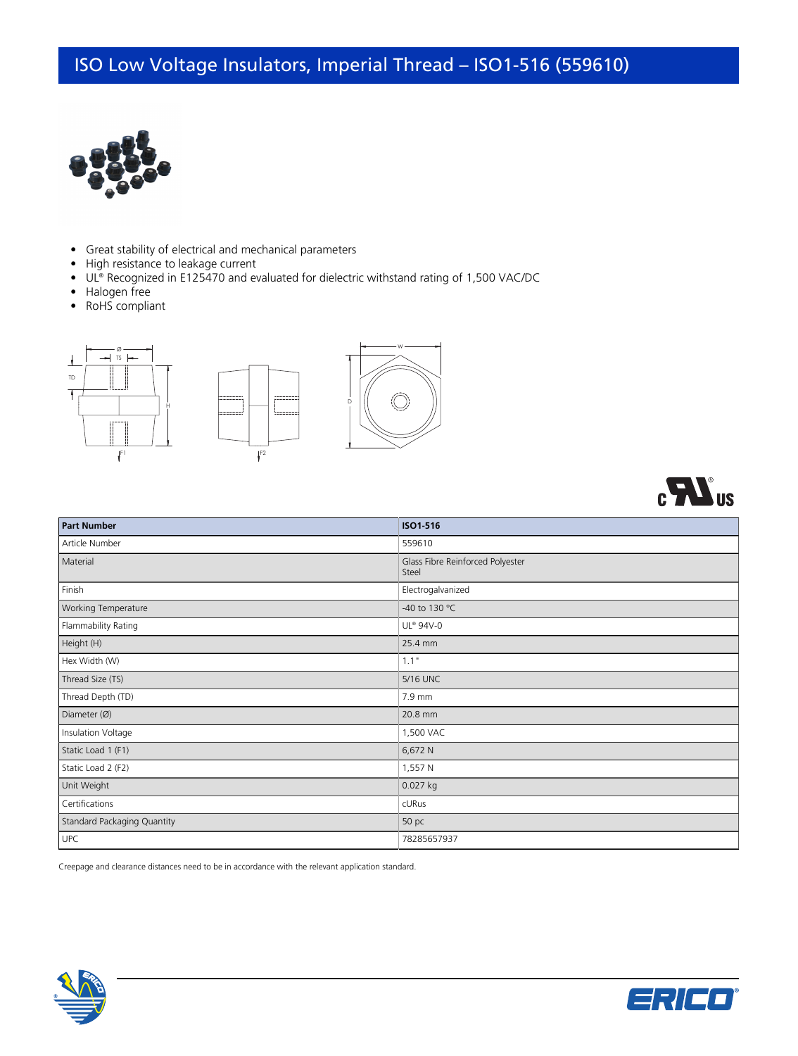# ISO Low Voltage Insulators, Imperial Thread – ISO1-516 (559610)

- Great stability of electrical and mechanical parameters
- High resistance to leakage current
- UL® Recognized in E125470 and evaluated for dielectric withstand rating of 1,500 VAC/DC
- Halogen free
- RoHS compliant

| Part Number | ISO1-516 |
|---|---|
| Article Number | 559610 |
| Material | Glass Fibre Reinforced Polyester<br>Steel |
| Finish | Electrogalvanized |
| Working Temperature | -40 to 130 °C |
| Flammability Rating | UL® 94V-0 |
| Height (H) | 25.4 mm |
| Hex Width (W) | 1.1 " |
| Thread Size (TS) | 5/16 UNC |
| Thread Depth (TD) | 7.9 mm |
| Diameter (Ø) | 20.8 mm |
| Insulation Voltage | 1,500 VAC |
| Static Load 1 (F1) | 6,672 N |
| Static Load 2 (F2) | 1,557 N |
| Unit Weight | 0.027 kg |
| Certifications | cURus |
| Standard Packaging Quantity | 50 pc |
| UPC | 78285657937 |

Creepage and clearance distances need to be in accordance with the relevant application standard.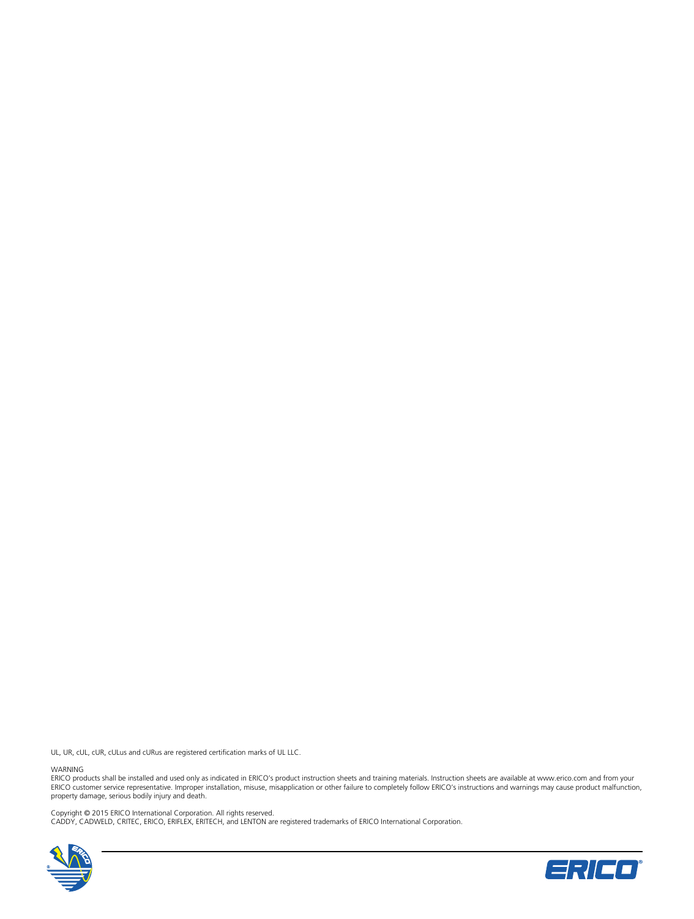UL, UR, cUL, cUR, cULus and cURus are registered certification marks of UL LLC.

WARNING
ERICO products shall be installed and used only as indicated in ERICO's product instruction sheets and training materials. Instruction sheets are available at www.erico.com and from your ERICO customer service representative. Improper installation, misuse, misapplication or other failure to completely follow ERICO's instructions and warnings may cause product malfunction, property damage, serious bodily injury and death.

Copyright © 2015 ERICO International Corporation. All rights reserved.
CADDY, CADWELD, CRITEC, ERICO, ERIFLEX, ERITECH, and LENTON are registered trademarks of ERICO International Corporation.